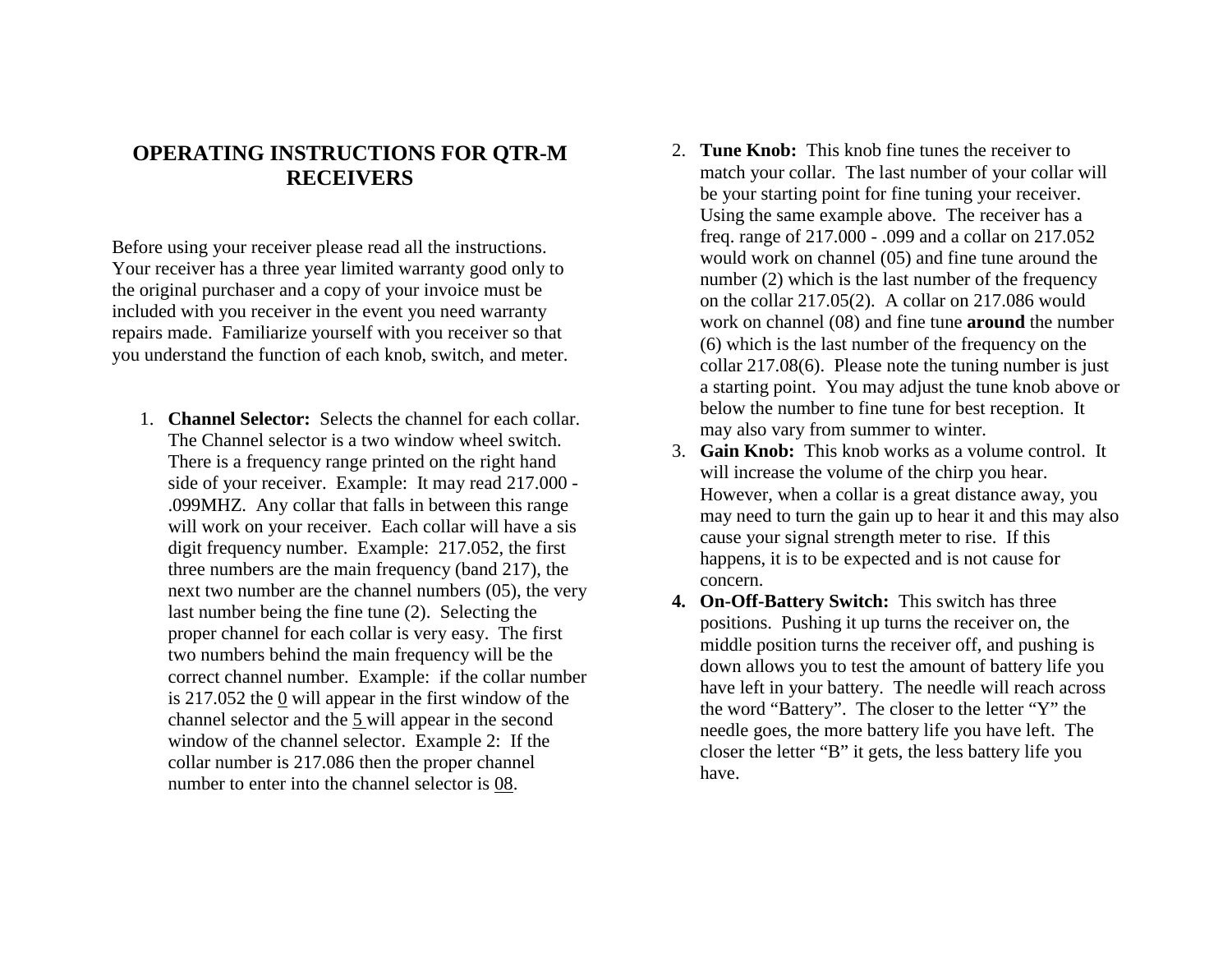# OPERATING INSTRUCTIONS FOR QTR-M RECEIVERS

Before using your receiver please read all the instructions. Your receiver has a three year limited warranty good only to the original purchaser and a copy of your invoice must be included with you receiver in the event you need warranty repairs made. Familiarize yourself with you receiver so that you understand the function of each knob, switch, and meter.

1. **Channel Selector:** Selects the channel for each collar. The Channel selector is a two window wheel switch. There is a frequency range printed on the right hand side of your receiver. Example: It may read 217.000 - .099MHZ. Any collar that falls in between this range will work on your receiver. Each collar will have a sis digit frequency number. Example: 217.052, the first three numbers are the main frequency (band 217), the next two number are the channel numbers (05), the very last number being the fine tune (2). Selecting the proper channel for each collar is very easy. The first two numbers behind the main frequency will be the correct channel number. Example: if the collar number is 217.052 the <u>0</u> will appear in the first window of the channel selector and the <u>5</u> will appear in the second window of the channel selector. Example 2: If the collar number is 217.086 then the proper channel number to enter into the channel selector is <u>08</u>.
2. **Tune Knob:** This knob fine tunes the receiver to match your collar. The last number of your collar will be your starting point for fine tuning your receiver. Using the same example above. The receiver has a freq. range of 217.000 - .099 and a collar on 217.052 would work on channel (05) and fine tune around the number (2) which is the last number of the frequency on the collar 217.05(2). A collar on 217.086 would work on channel (08) and fine tune **around** the number (6) which is the last number of the frequency on the collar 217.08(6). Please note the tuning number is just a starting point. You may adjust the tune knob above or below the number to fine tune for best reception. It may also vary from summer to winter.
3. **Gain Knob:** This knob works as a volume control. It will increase the volume of the chirp you hear. However, when a collar is a great distance away, you may need to turn the gain up to hear it and this may also cause your signal strength meter to rise. If this happens, it is to be expected and is not cause for concern.
4. **On-Off-Battery Switch:** This switch has three positions. Pushing it up turns the receiver on, the middle position turns the receiver off, and pushing is down allows you to test the amount of battery life you have left in your battery. The needle will reach across the word "Battery". The closer to the letter "Y" the needle goes, the more battery life you have left. The closer the letter "B" it gets, the less battery life you have.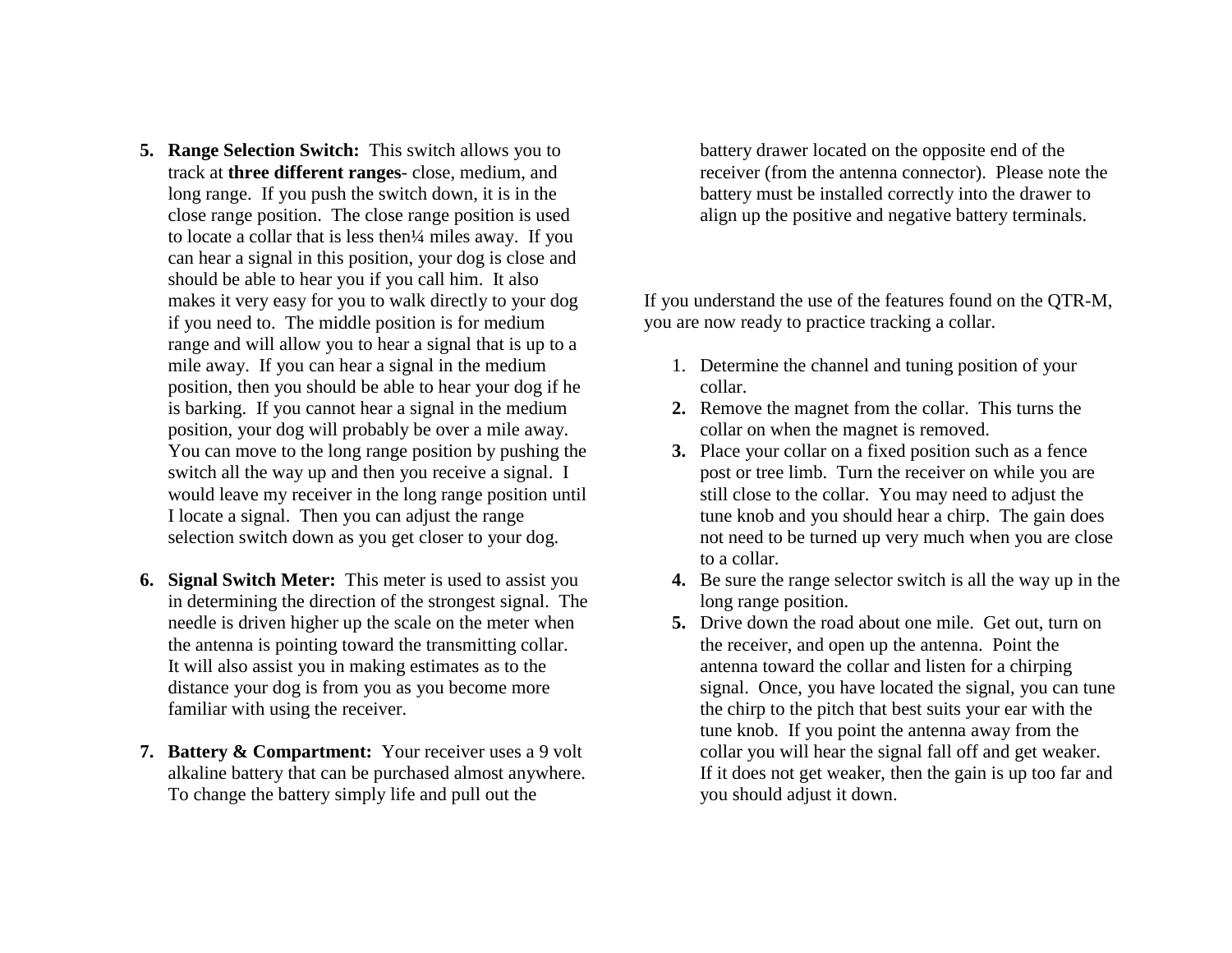5. **Range Selection Switch:** This switch allows you to track at **three different ranges**- close, medium, and long range. If you push the switch down, it is in the close range position. The close range position is used to locate a collar that is less then¼ miles away. If you can hear a signal in this position, your dog is close and should be able to hear you if you call him. It also makes it very easy for you to walk directly to your dog if you need to. The middle position is for medium range and will allow you to hear a signal that is up to a mile away. If you can hear a signal in the medium position, then you should be able to hear your dog if he is barking. If you cannot hear a signal in the medium position, your dog will probably be over a mile away. You can move to the long range position by pushing the switch all the way up and then you receive a signal. I would leave my receiver in the long range position until I locate a signal. Then you can adjust the range selection switch down as you get closer to your dog.

6. **Signal Switch Meter:** This meter is used to assist you in determining the direction of the strongest signal. The needle is driven higher up the scale on the meter when the antenna is pointing toward the transmitting collar. It will also assist you in making estimates as to the distance your dog is from you as you become more familiar with using the receiver.

7. **Battery & Compartment:** Your receiver uses a 9 volt alkaline battery that can be purchased almost anywhere. To change the battery simply life and pull out the battery drawer located on the opposite end of the receiver (from the antenna connector). Please note the battery must be installed correctly into the drawer to align up the positive and negative battery terminals.

If you understand the use of the features found on the QTR-M, you are now ready to practice tracking a collar.

1. Determine the channel and tuning position of your collar.
2. Remove the magnet from the collar. This turns the collar on when the magnet is removed.
3. Place your collar on a fixed position such as a fence post or tree limb. Turn the receiver on while you are still close to the collar. You may need to adjust the tune knob and you should hear a chirp. The gain does not need to be turned up very much when you are close to a collar.
4. Be sure the range selector switch is all the way up in the long range position.
5. Drive down the road about one mile. Get out, turn on the receiver, and open up the antenna. Point the antenna toward the collar and listen for a chirping signal. Once, you have located the signal, you can tune the chirp to the pitch that best suits your ear with the tune knob. If you point the antenna away from the collar you will hear the signal fall off and get weaker. If it does not get weaker, then the gain is up too far and you should adjust it down.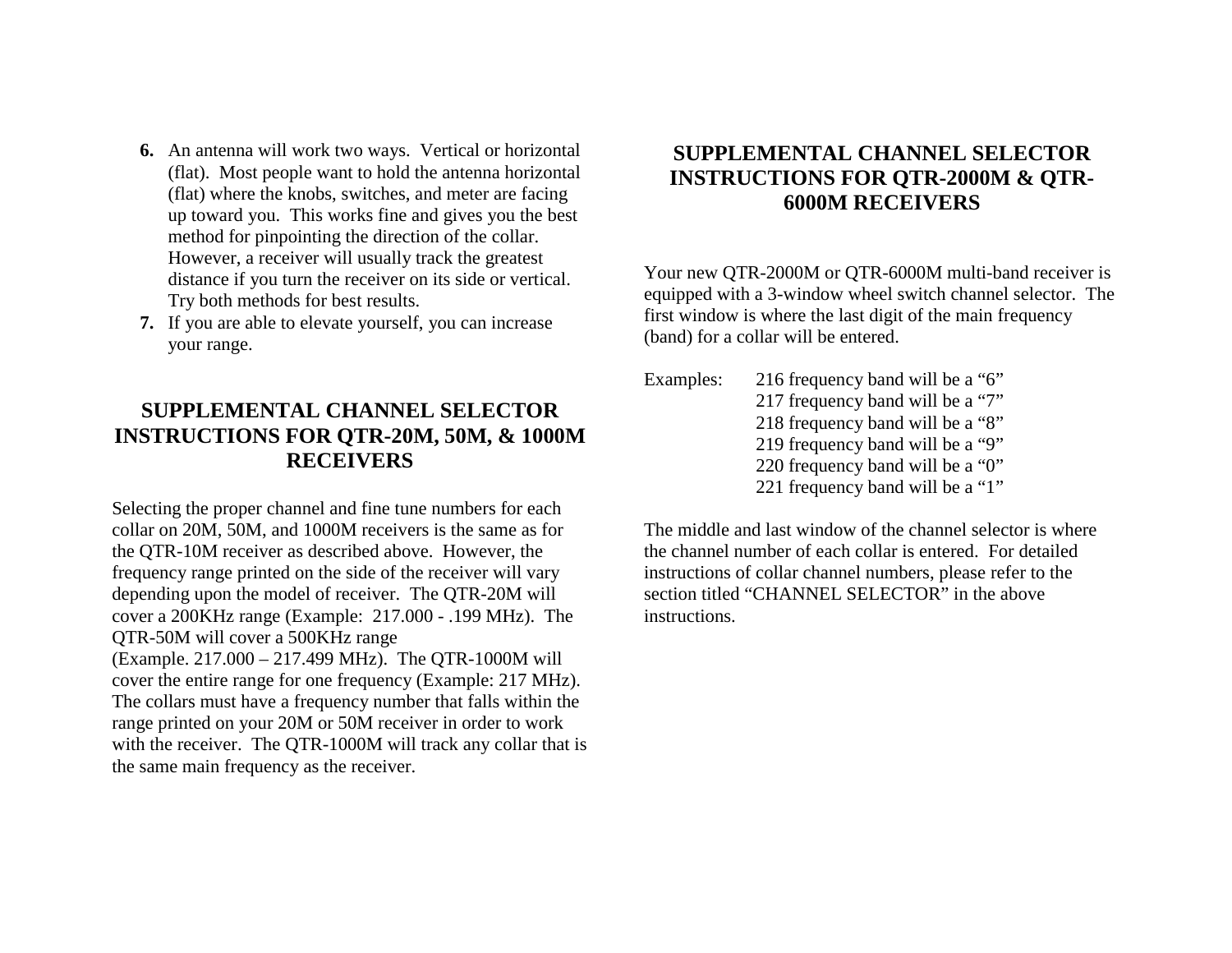6. An antenna will work two ways. Vertical or horizontal (flat). Most people want to hold the antenna horizontal (flat) where the knobs, switches, and meter are facing up toward you. This works fine and gives you the best method for pinpointing the direction of the collar. However, a receiver will usually track the greatest distance if you turn the receiver on its side or vertical. Try both methods for best results.
7. If you are able to elevate yourself, you can increase your range.

## SUPPLEMENTAL CHANNEL SELECTOR INSTRUCTIONS FOR QTR-20M, 50M, & 1000M RECEIVERS

Selecting the proper channel and fine tune numbers for each collar on 20M, 50M, and 1000M receivers is the same as for the QTR-10M receiver as described above. However, the frequency range printed on the side of the receiver will vary depending upon the model of receiver. The QTR-20M will cover a 200KHz range (Example: 217.000 - .199 MHz). The QTR-50M will cover a 500KHz range (Example. 217.000 – 217.499 MHz). The QTR-1000M will cover the entire range for one frequency (Example: 217 MHz). The collars must have a frequency number that falls within the range printed on your 20M or 50M receiver in order to work with the receiver. The QTR-1000M will track any collar that is the same main frequency as the receiver.

## SUPPLEMENTAL CHANNEL SELECTOR INSTRUCTIONS FOR QTR-2000M & QTR-6000M RECEIVERS

Your new QTR-2000M or QTR-6000M multi-band receiver is equipped with a 3-window wheel switch channel selector. The first window is where the last digit of the main frequency (band) for a collar will be entered.

Examples:
216 frequency band will be a "6"
217 frequency band will be a "7"
218 frequency band will be a "8"
219 frequency band will be a "9"
220 frequency band will be a "0"
221 frequency band will be a "1"

The middle and last window of the channel selector is where the channel number of each collar is entered. For detailed instructions of collar channel numbers, please refer to the section titled "CHANNEL SELECTOR" in the above instructions.